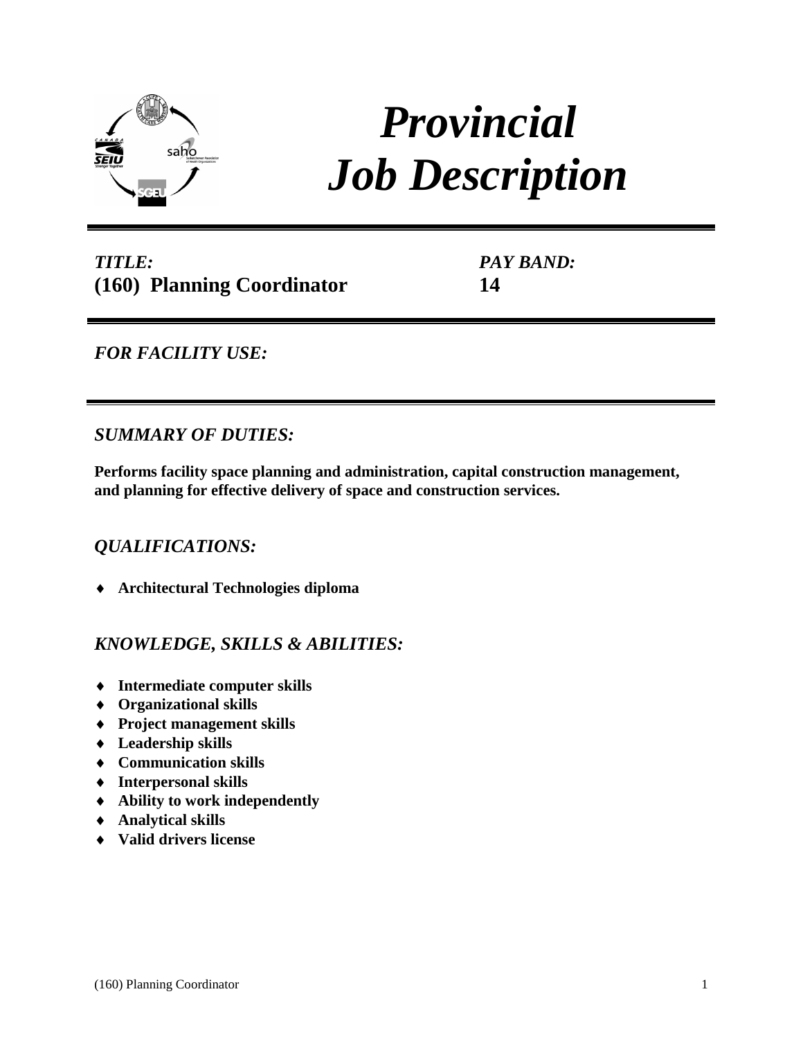# *Provincial Job Description*

***TITLE:***
**(160) Planning Coordinator**

***PAY BAND:***
**14**

---

## *FOR FACILITY USE:*

---

## *SUMMARY OF DUTIES:*

**Performs facility space planning and administration, capital construction management, and planning for effective delivery of space and construction services.**

## *QUALIFICATIONS:*

- **Architectural Technologies diploma**

## *KNOWLEDGE, SKILLS & ABILITIES:*

- **Intermediate computer skills**
- **Organizational skills**
- **Project management skills**
- **Leadership skills**
- **Communication skills**
- **Interpersonal skills**
- **Ability to work independently**
- **Analytical skills**
- **Valid drivers license**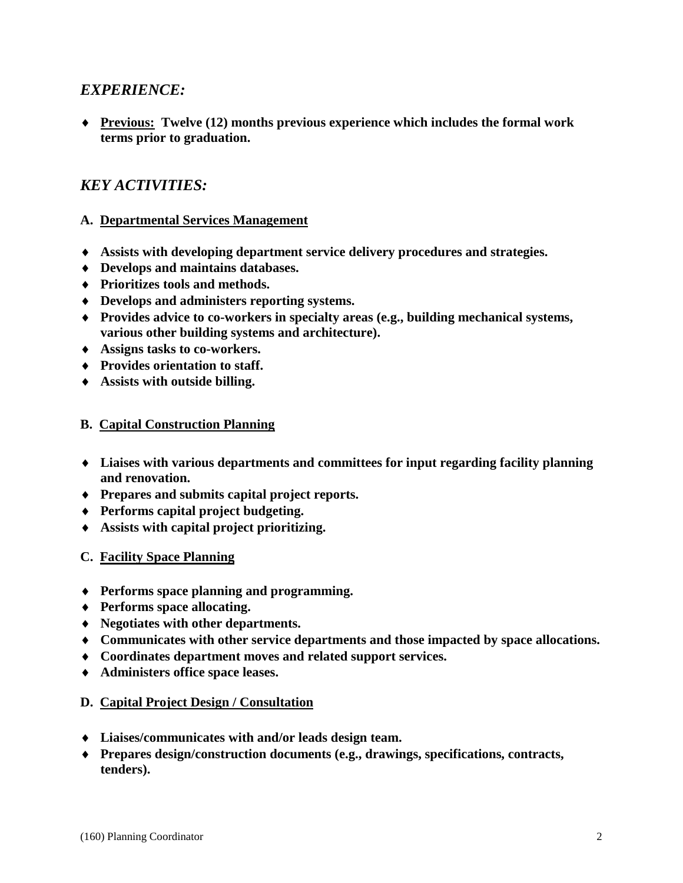## *EXPERIENCE:*

- **<u>Previous:</u> Twelve (12) months previous experience which includes the formal work terms prior to graduation.**

## *KEY ACTIVITIES:*

**A. <u>Departmental Services Management</u>**

- **Assists with developing department service delivery procedures and strategies.**
- **Develops and maintains databases.**
- **Prioritizes tools and methods.**
- **Develops and administers reporting systems.**
- **Provides advice to co-workers in specialty areas (e.g., building mechanical systems, various other building systems and architecture).**
- **Assigns tasks to co-workers.**
- **Provides orientation to staff.**
- **Assists with outside billing.**

**B. <u>Capital Construction Planning</u>**

- **Liaises with various departments and committees for input regarding facility planning and renovation.**
- **Prepares and submits capital project reports.**
- **Performs capital project budgeting.**
- **Assists with capital project prioritizing.**

**C. <u>Facility Space Planning</u>**

- **Performs space planning and programming.**
- **Performs space allocating.**
- **Negotiates with other departments.**
- **Communicates with other service departments and those impacted by space allocations.**
- **Coordinates department moves and related support services.**
- **Administers office space leases.**

**D. <u>Capital Project Design / Consultation</u>**

- **Liaises/communicates with and/or leads design team.**
- **Prepares design/construction documents (e.g., drawings, specifications, contracts, tenders).**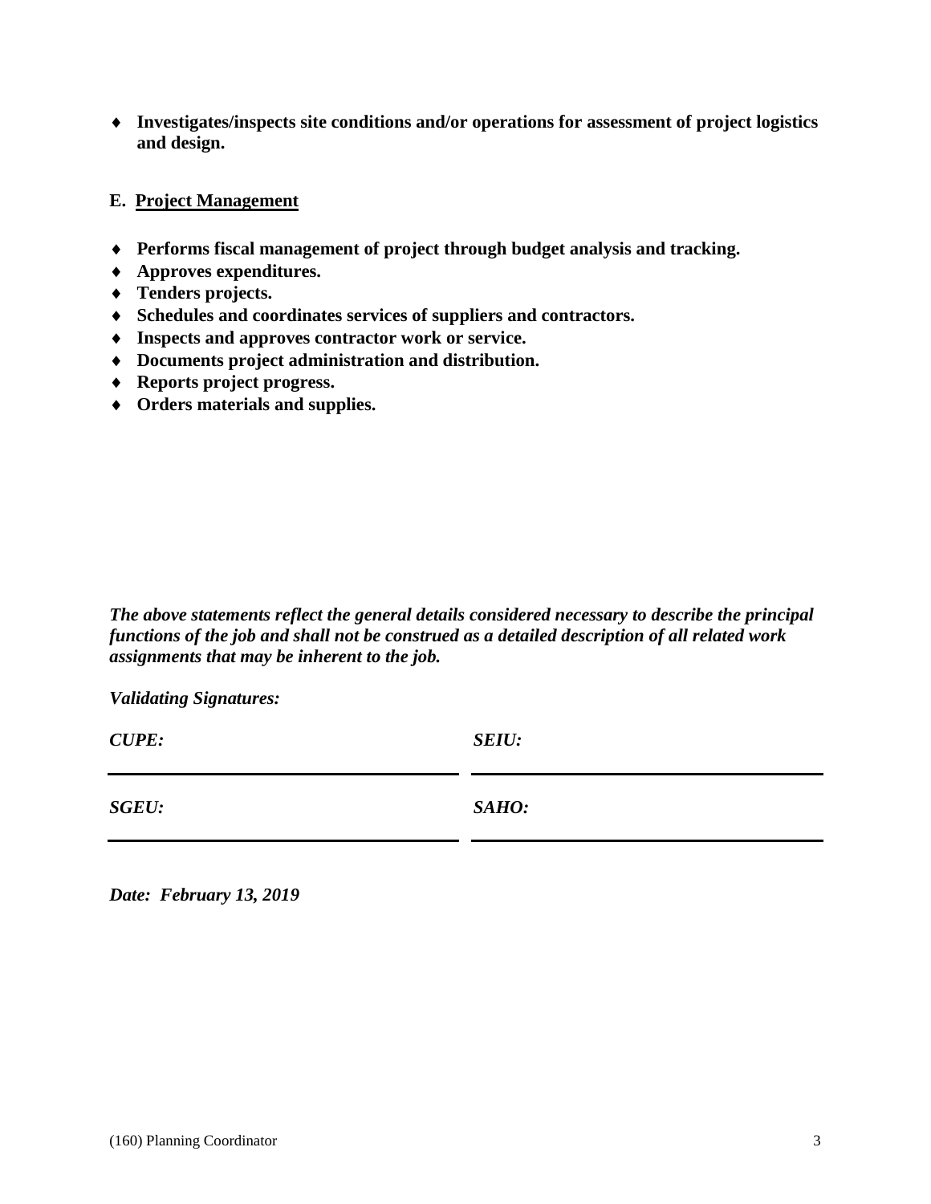- **Investigates/inspects site conditions and/or operations for assessment of project logistics and design.**

**E. Project Management**

- **Performs fiscal management of project through budget analysis and tracking.**
- **Approves expenditures.**
- **Tenders projects.**
- **Schedules and coordinates services of suppliers and contractors.**
- **Inspects and approves contractor work or service.**
- **Documents project administration and distribution.**
- **Reports project progress.**
- **Orders materials and supplies.**

***The above statements reflect the general details considered necessary to describe the principal functions of the job and shall not be construed as a detailed description of all related work assignments that may be inherent to the job.***

***Validating Signatures:***

| | |
|---|---|
| ***CUPE:*** | ***SEIU:*** |
| ***SGEU:*** | ***SAHO:*** |

***Date: February 13, 2019***